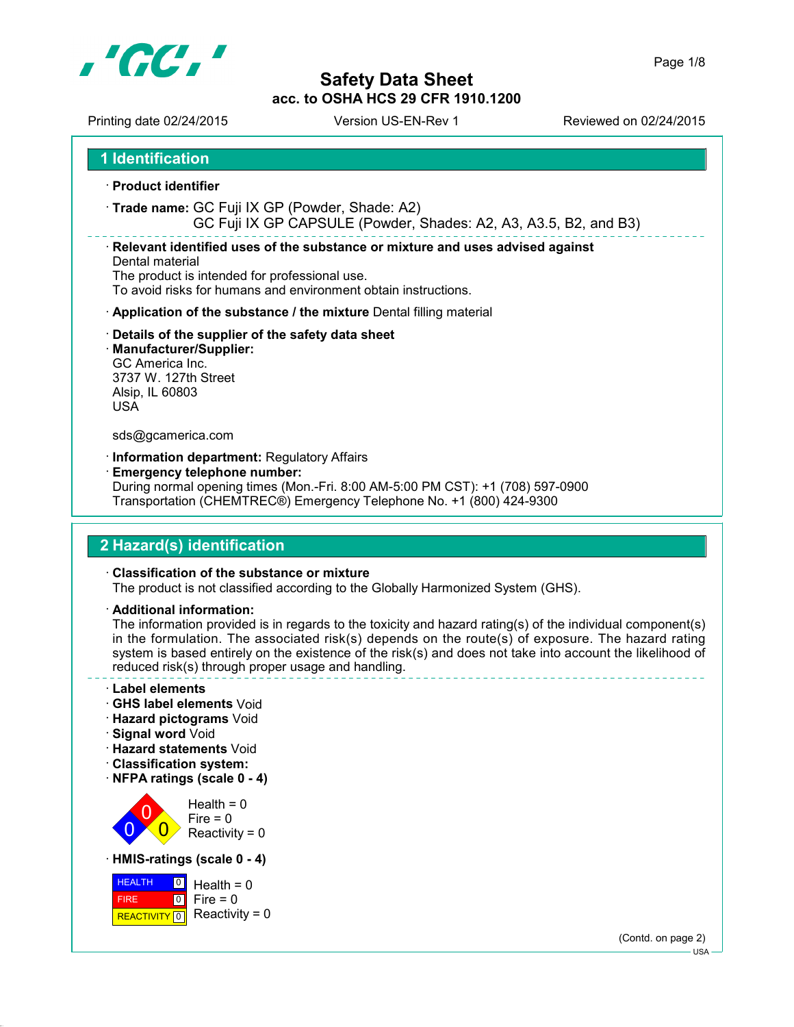# Safety Data Sheet
## acc. to OSHA HCS 29 CFR 1910.1200

Printing date 02/24/2015 | Version US-EN-Rev 1 | Reviewed on 02/24/2015

## 1 Identification

· **Product identifier**

· **Trade name:** GC Fuji IX GP (Powder, Shade: A2)
GC Fuji IX GP CAPSULE (Powder, Shades: A2, A3, A3.5, B2, and B3)

· **Relevant identified uses of the substance or mixture and uses advised against**
Dental material
The product is intended for professional use.
To avoid risks for humans and environment obtain instructions.

· **Application of the substance / the mixture** Dental filling material

· **Details of the supplier of the safety data sheet**
· **Manufacturer/Supplier:**
GC America Inc.
3737 W. 127th Street
Alsip, IL 60803
USA

sds@gcamerica.com

· **Information department:** Regulatory Affairs
· **Emergency telephone number:**
During normal opening times (Mon.-Fri. 8:00 AM-5:00 PM CST): +1 (708) 597-0900
Transportation (CHEMTREC®) Emergency Telephone No. +1 (800) 424-9300

## 2 Hazard(s) identification

· **Classification of the substance or mixture**
The product is not classified according to the Globally Harmonized System (GHS).

· **Additional information:**
The information provided is in regards to the toxicity and hazard rating(s) of the individual component(s) in the formulation. The associated risk(s) depends on the route(s) of exposure. The hazard rating system is based entirely on the existence of the risk(s) and does not take into account the likelihood of reduced risk(s) through proper usage and handling.

· **Label elements**
· **GHS label elements** Void
· **Hazard pictograms** Void
· **Signal word** Void
· **Hazard statements** Void
· **Classification system:**
· **NFPA ratings (scale 0 - 4)**

Health = 0
Fire = 0
Reactivity = 0

· **HMIS-ratings (scale 0 - 4)**

| | | |
|---|---|---|
| HEALTH | 0 | Health = 0 |
| FIRE | 0 | Fire = 0 |
| REACTIVITY | 0 | Reactivity = 0 |

(Contd. on page 2)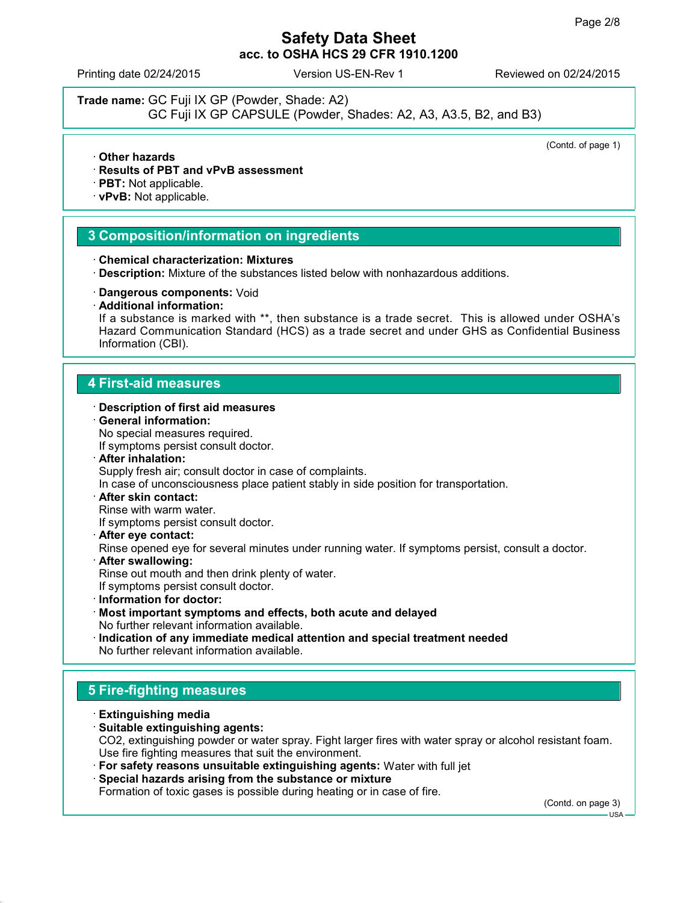**Trade name:** GC Fuji IX GP (Powder, Shade: A2)
GC Fuji IX GP CAPSULE (Powder, Shades: A2, A3, A3.5, B2, and B3)

(Contd. of page 1)

- **Other hazards**
- **Results of PBT and vPvB assessment**
- **PBT:** Not applicable.
- **vPvB:** Not applicable.

## 3 Composition/information on ingredients

- **Chemical characterization: Mixtures**
- **Description:** Mixture of the substances listed below with nonhazardous additions.
- **Dangerous components:** Void
- **Additional information:**
  If a substance is marked with **, then substance is a trade secret. This is allowed under OSHA's Hazard Communication Standard (HCS) as a trade secret and under GHS as Confidential Business Information (CBI).

## 4 First-aid measures

- **Description of first aid measures**
- **General information:**
  No special measures required.
  If symptoms persist consult doctor.
- **After inhalation:**
  Supply fresh air; consult doctor in case of complaints.
  In case of unconsciousness place patient stably in side position for transportation.
- **After skin contact:**
  Rinse with warm water.
  If symptoms persist consult doctor.
- **After eye contact:**
  Rinse opened eye for several minutes under running water. If symptoms persist, consult a doctor.
- **After swallowing:**
  Rinse out mouth and then drink plenty of water.
  If symptoms persist consult doctor.
- **Information for doctor:**
- **Most important symptoms and effects, both acute and delayed**
  No further relevant information available.
- **Indication of any immediate medical attention and special treatment needed**
  No further relevant information available.

## 5 Fire-fighting measures

- **Extinguishing media**
- **Suitable extinguishing agents:**
  $CO_2$, extinguishing powder or water spray. Fight larger fires with water spray or alcohol resistant foam.
  Use fire fighting measures that suit the environment.
- **For safety reasons unsuitable extinguishing agents:** Water with full jet
- **Special hazards arising from the substance or mixture**
  Formation of toxic gases is possible during heating or in case of fire.

(Contd. on page 3)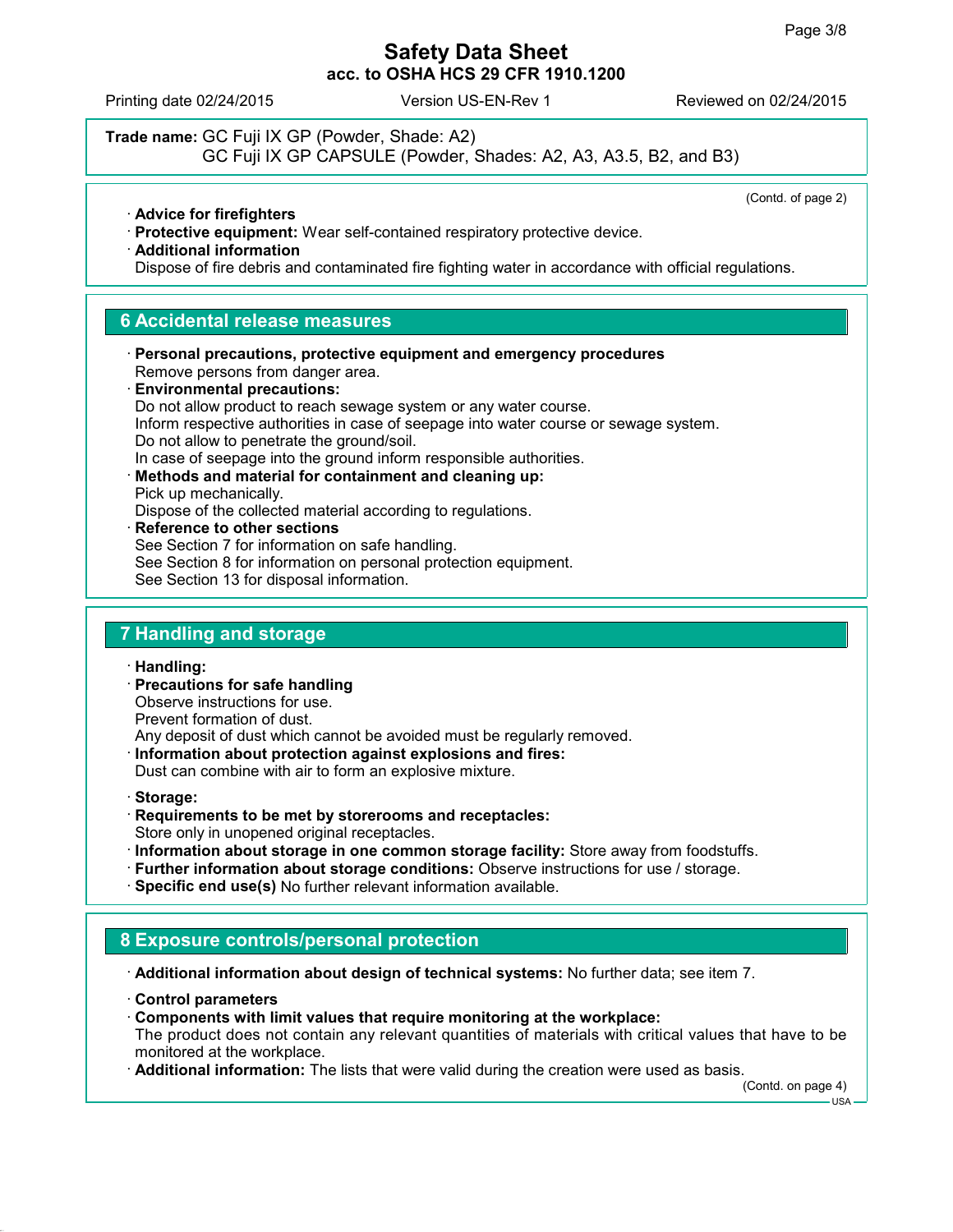**Trade name:** GC Fuji IX GP (Powder, Shade: A2)
GC Fuji IX GP CAPSULE (Powder, Shades: A2, A3, A3.5, B2, and B3)

(Contd. of page 2)

· **Advice for firefighters**
· **Protective equipment:** Wear self-contained respiratory protective device.
· **Additional information**
Dispose of fire debris and contaminated fire fighting water in accordance with official regulations.

## 6 Accidental release measures

· **Personal precautions, protective equipment and emergency procedures**
Remove persons from danger area.
· **Environmental precautions:**
Do not allow product to reach sewage system or any water course.
Inform respective authorities in case of seepage into water course or sewage system.
Do not allow to penetrate the ground/soil.
In case of seepage into the ground inform responsible authorities.
· **Methods and material for containment and cleaning up:**
Pick up mechanically.
Dispose of the collected material according to regulations.
· **Reference to other sections**
See Section 7 for information on safe handling.
See Section 8 for information on personal protection equipment.
See Section 13 for disposal information.

## 7 Handling and storage

· **Handling:**
· **Precautions for safe handling**
Observe instructions for use.
Prevent formation of dust.
Any deposit of dust which cannot be avoided must be regularly removed.
· **Information about protection against explosions and fires:**
Dust can combine with air to form an explosive mixture.

· **Storage:**
· **Requirements to be met by storerooms and receptacles:**
Store only in unopened original receptacles.
· **Information about storage in one common storage facility:** Store away from foodstuffs.
· **Further information about storage conditions:** Observe instructions for use / storage.
· **Specific end use(s)** No further relevant information available.

## 8 Exposure controls/personal protection

· **Additional information about design of technical systems:** No further data; see item 7.

· **Control parameters**
· **Components with limit values that require monitoring at the workplace:**
The product does not contain any relevant quantities of materials with critical values that have to be monitored at the workplace.
· **Additional information:** The lists that were valid during the creation were used as basis.

(Contd. on page 4)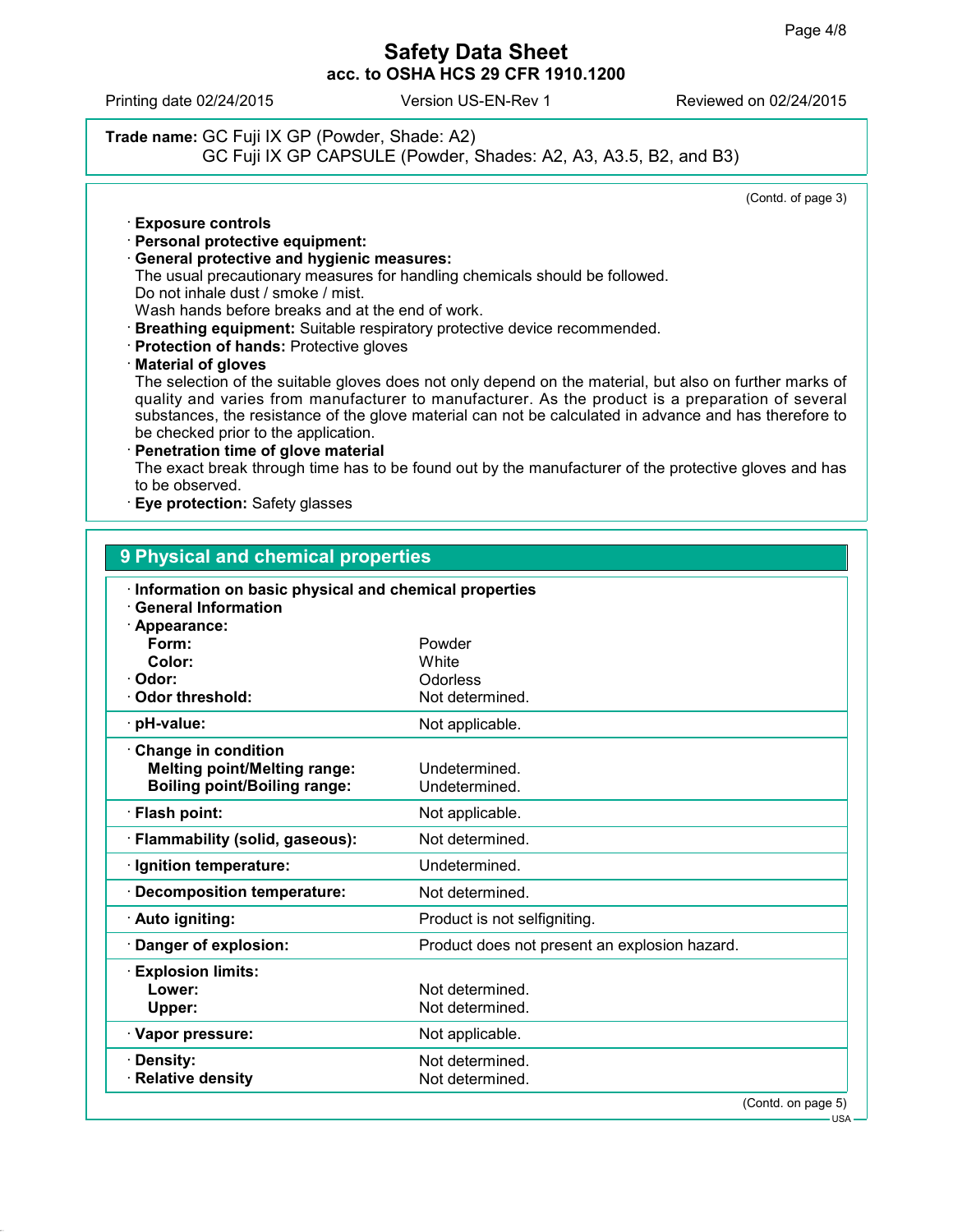**Trade name:** GC Fuji IX GP (Powder, Shade: A2)
GC Fuji IX GP CAPSULE (Powder, Shades: A2, A3, A3.5, B2, and B3)

(Contd. of page 3)

· **Exposure controls**
· **Personal protective equipment:**
· **General protective and hygienic measures:**
The usual precautionary measures for handling chemicals should be followed.
Do not inhale dust / smoke / mist.
Wash hands before breaks and at the end of work.
· **Breathing equipment:** Suitable respiratory protective device recommended.
· **Protection of hands:** Protective gloves
· **Material of gloves**
The selection of the suitable gloves does not only depend on the material, but also on further marks of quality and varies from manufacturer to manufacturer. As the product is a preparation of several substances, the resistance of the glove material can not be calculated in advance and has therefore to be checked prior to the application.
· **Penetration time of glove material**
The exact break through time has to be found out by the manufacturer of the protective gloves and has to be observed.
· **Eye protection:** Safety glasses

## 9 Physical and chemical properties

| · **Information on basic physical and chemical properties** | |
|---|---|
| · **General Information** | |
| · **Appearance:** | |
| **Form:** | Powder |
| **Color:** | White |
| · **Odor:** | Odorless |
| · **Odor threshold:** | Not determined. |
| · **pH-value:** | Not applicable. |
| · **Change in condition** | |
| **Melting point/Melting range:** | Undetermined. |
| **Boiling point/Boiling range:** | Undetermined. |
| · **Flash point:** | Not applicable. |
| · **Flammability (solid, gaseous):** | Not determined. |
| · **Ignition temperature:** | Undetermined. |
| · **Decomposition temperature:** | Not determined. |
| · **Auto igniting:** | Product is not selfigniting. |
| · **Danger of explosion:** | Product does not present an explosion hazard. |
| · **Explosion limits:** | |
| **Lower:** | Not determined. |
| **Upper:** | Not determined. |
| · **Vapor pressure:** | Not applicable. |
| · **Density:** | Not determined. |
| · **Relative density** | Not determined. |

(Contd. on page 5)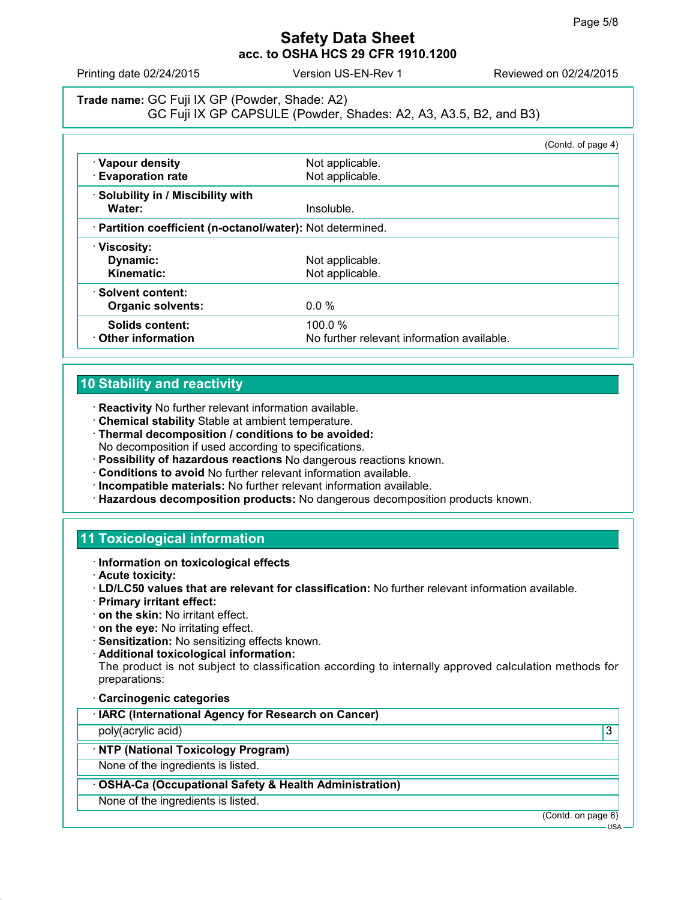**Trade name:** GC Fuji IX GP (Powder, Shade: A2)
GC Fuji IX GP CAPSULE (Powder, Shades: A2, A3, A3.5, B2, and B3)

(Contd. of page 4)

| | |
|---|---|
| · **Vapour density** | Not applicable. |
| · **Evaporation rate** | Not applicable. |
| · **Solubility in / Miscibility with** | |
| **Water:** | Insoluble. |
| · **Partition coefficient (n-octanol/water):** | Not determined. |
| · **Viscosity:** | |
| **Dynamic:** | Not applicable. |
| **Kinematic:** | Not applicable. |
| · **Solvent content:** | |
| **Organic solvents:** | 0.0 % |
| **Solids content:** | 100.0 % |
| · **Other information** | No further relevant information available. |

## 10 Stability and reactivity

· **Reactivity** No further relevant information available.
· **Chemical stability** Stable at ambient temperature.
· **Thermal decomposition / conditions to be avoided:**
No decomposition if used according to specifications.
· **Possibility of hazardous reactions** No dangerous reactions known.
· **Conditions to avoid** No further relevant information available.
· **Incompatible materials:** No further relevant information available.
· **Hazardous decomposition products:** No dangerous decomposition products known.

## 11 Toxicological information

· **Information on toxicological effects**
· **Acute toxicity:**
· **LD/LC50 values that are relevant for classification:** No further relevant information available.
· **Primary irritant effect:**
· **on the skin:** No irritant effect.
· **on the eye:** No irritating effect.
· **Sensitization:** No sensitizing effects known.
· **Additional toxicological information:**
The product is not subject to classification according to internally approved calculation methods for preparations:

· **Carcinogenic categories**

| · **IARC (International Agency for Research on Cancer)** | |
|---|---|
| poly(acrylic acid) | 3 |

| · **NTP (National Toxicology Program)** |
|---|
| None of the ingredients is listed. |

| · **OSHA-Ca (Occupational Safety & Health Administration)** |
|---|
| None of the ingredients is listed. |

(Contd. on page 6)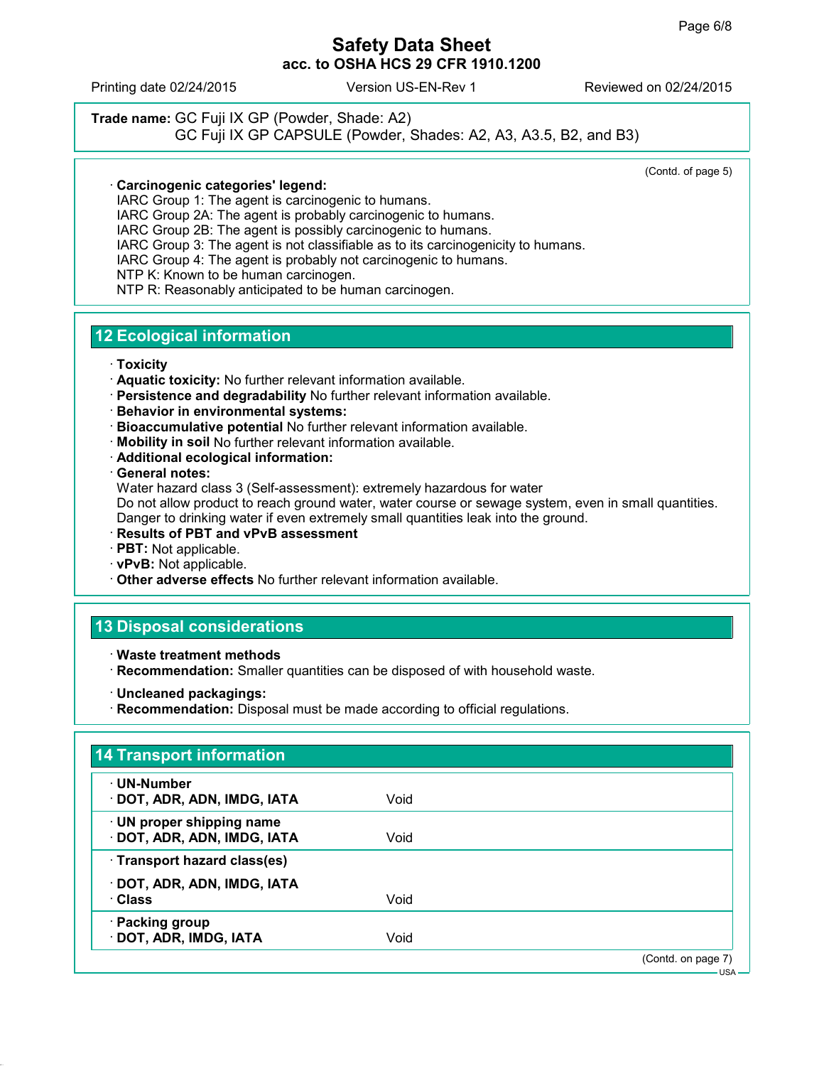**Trade name:** GC Fuji IX GP (Powder, Shade: A2)
GC Fuji IX GP CAPSULE (Powder, Shades: A2, A3, A3.5, B2, and B3)

(Contd. of page 5)

· **Carcinogenic categories' legend:**
IARC Group 1: The agent is carcinogenic to humans.
IARC Group 2A: The agent is probably carcinogenic to humans.
IARC Group 2B: The agent is possibly carcinogenic to humans.
IARC Group 3: The agent is not classifiable as to its carcinogenicity to humans.
IARC Group 4: The agent is probably not carcinogenic to humans.
NTP K: Known to be human carcinogen.
NTP R: Reasonably anticipated to be human carcinogen.

## 12 Ecological information

· **Toxicity**
· **Aquatic toxicity:** No further relevant information available.
· **Persistence and degradability** No further relevant information available.
· **Behavior in environmental systems:**
· **Bioaccumulative potential** No further relevant information available.
· **Mobility in soil** No further relevant information available.
· **Additional ecological information:**
· **General notes:**
Water hazard class 3 (Self-assessment): extremely hazardous for water
Do not allow product to reach ground water, water course or sewage system, even in small quantities.
Danger to drinking water if even extremely small quantities leak into the ground.
· **Results of PBT and vPvB assessment**
· **PBT:** Not applicable.
· **vPvB:** Not applicable.
· **Other adverse effects** No further relevant information available.

## 13 Disposal considerations

· **Waste treatment methods**
· **Recommendation:** Smaller quantities can be disposed of with household waste.

· **Uncleaned packagings:**
· **Recommendation:** Disposal must be made according to official regulations.

## 14 Transport information

| | |
|---|---|
| · **UN-Number**<br>· **DOT, ADR, ADN, IMDG, IATA** | Void |
| · **UN proper shipping name**<br>· **DOT, ADR, ADN, IMDG, IATA** | Void |
| · **Transport hazard class(es)** | |
| · **DOT, ADR, ADN, IMDG, IATA**<br>· **Class** | Void |
| · **Packing group**<br>· **DOT, ADR, IMDG, IATA** | Void |

(Contd. on page 7)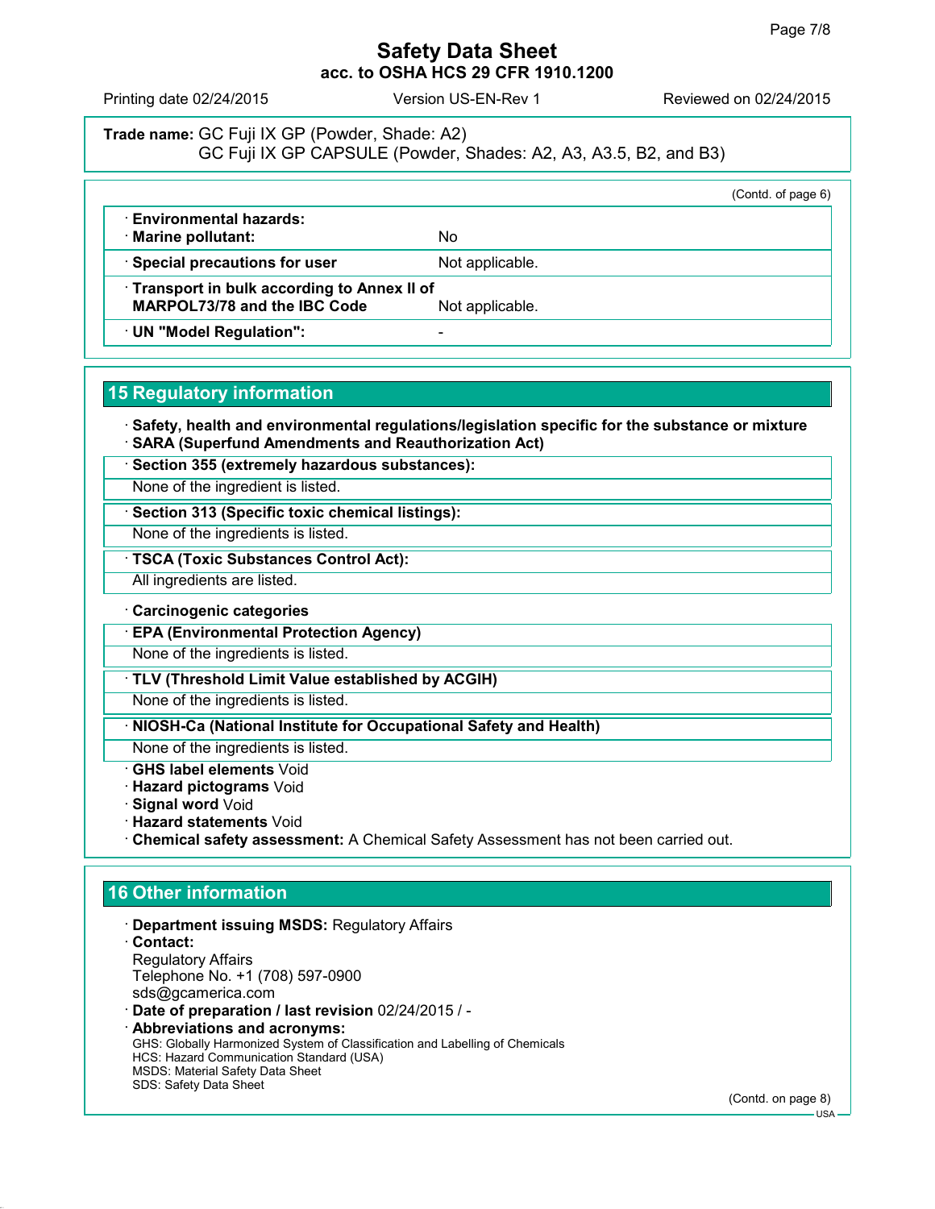**Trade name:** GC Fuji IX GP (Powder, Shade: A2)
GC Fuji IX GP CAPSULE (Powder, Shades: A2, A3, A3.5, B2, and B3)

(Contd. of page 6)

| | |
|---|---|
| · **Environmental hazards:** · **Marine pollutant:** | No |
| · **Special precautions for user** | Not applicable. |
| · **Transport in bulk according to Annex II of MARPOL73/78 and the IBC Code** | Not applicable. |
| · **UN "Model Regulation":** | - |

## 15 Regulatory information

· **Safety, health and environmental regulations/legislation specific for the substance or mixture**
· **SARA (Superfund Amendments and Reauthorization Act)**

· **Section 355 (extremely hazardous substances):**
None of the ingredient is listed.

· **Section 313 (Specific toxic chemical listings):**
None of the ingredients is listed.

· **TSCA (Toxic Substances Control Act):**
All ingredients are listed.

· **Carcinogenic categories**

· **EPA (Environmental Protection Agency)**
None of the ingredients is listed.

· **TLV (Threshold Limit Value established by ACGIH)**
None of the ingredients is listed.

· **NIOSH-Ca (National Institute for Occupational Safety and Health)**
None of the ingredients is listed.

· **GHS label elements** Void
· **Hazard pictograms** Void
· **Signal word** Void
· **Hazard statements** Void
· **Chemical safety assessment:** A Chemical Safety Assessment has not been carried out.

## 16 Other information

· **Department issuing MSDS:** Regulatory Affairs
· **Contact:**
Regulatory Affairs
Telephone No. +1 (708) 597-0900
sds@gcamerica.com
· **Date of preparation / last revision** 02/24/2015 / -
· **Abbreviations and acronyms:**
GHS: Globally Harmonized System of Classification and Labelling of Chemicals
HCS: Hazard Communication Standard (USA)
MSDS: Material Safety Data Sheet
SDS: Safety Data Sheet

(Contd. on page 8)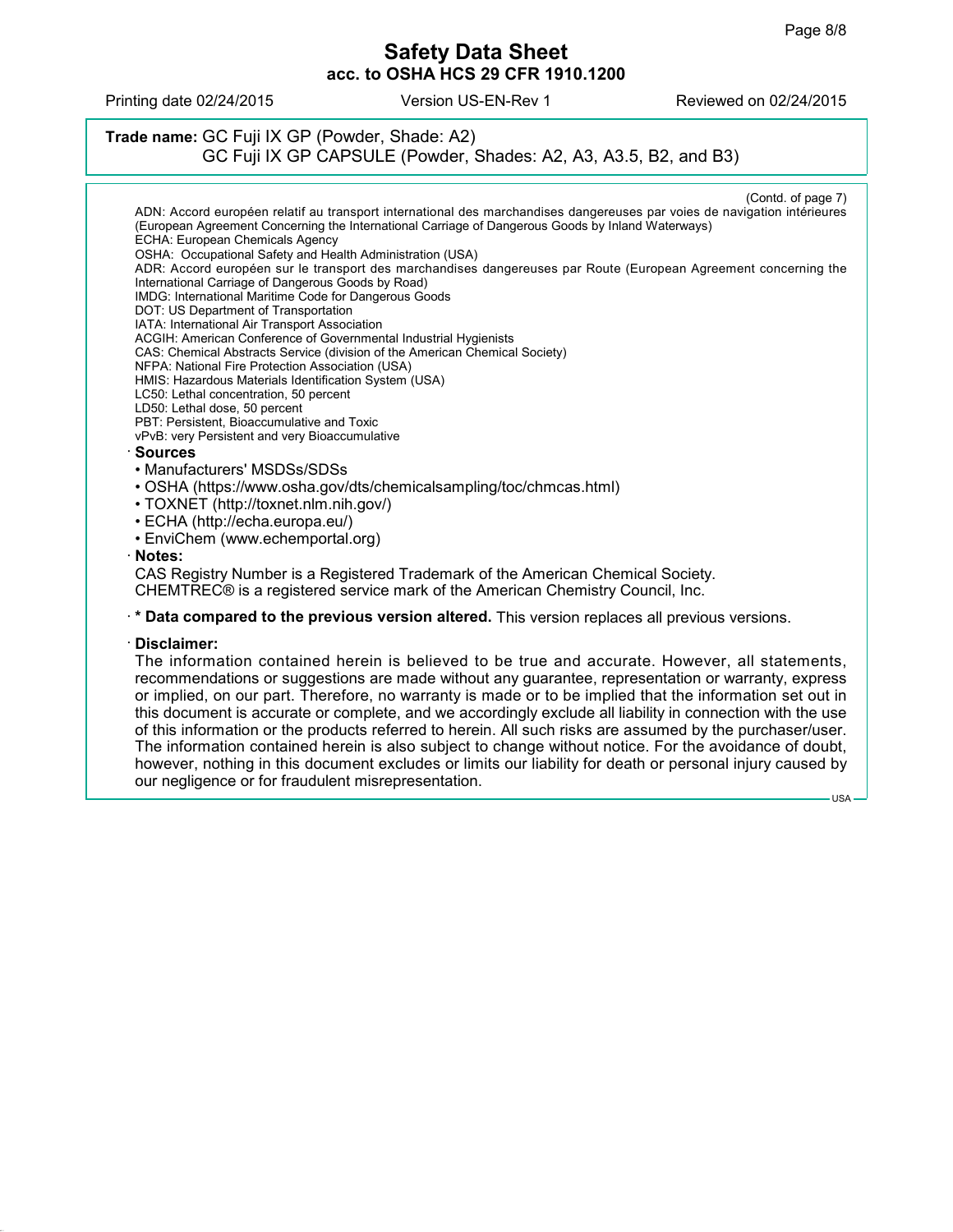**Trade name:** GC Fuji IX GP (Powder, Shade: A2)
GC Fuji IX GP CAPSULE (Powder, Shades: A2, A3, A3.5, B2, and B3)

(Contd. of page 7)

ADN: Accord européen relatif au transport international des marchandises dangereuses par voies de navigation intérieures (European Agreement Concerning the International Carriage of Dangerous Goods by Inland Waterways)
ECHA: European Chemicals Agency
OSHA: Occupational Safety and Health Administration (USA)
ADR: Accord européen sur le transport des marchandises dangereuses par Route (European Agreement concerning the International Carriage of Dangerous Goods by Road)
IMDG: International Maritime Code for Dangerous Goods
DOT: US Department of Transportation
IATA: International Air Transport Association
ACGIH: American Conference of Governmental Industrial Hygienists
CAS: Chemical Abstracts Service (division of the American Chemical Society)
NFPA: National Fire Protection Association (USA)
HMIS: Hazardous Materials Identification System (USA)
LC50: Lethal concentration, 50 percent
LD50: Lethal dose, 50 percent
PBT: Persistent, Bioaccumulative and Toxic
vPvB: very Persistent and very Bioaccumulative

· **Sources**

- Manufacturers' MSDSs/SDSs
- OSHA (https://www.osha.gov/dts/chemicalsampling/toc/chmcas.html)
- TOXNET (http://toxnet.nlm.nih.gov/)
- ECHA (http://echa.europa.eu/)
- EnviChem (www.echemportal.org)

· **Notes:**

CAS Registry Number is a Registered Trademark of the American Chemical Society.
CHEMTREC® is a registered service mark of the American Chemistry Council, Inc.

· **\* Data compared to the previous version altered.** This version replaces all previous versions.

· **Disclaimer:**

The information contained herein is believed to be true and accurate. However, all statements, recommendations or suggestions are made without any guarantee, representation or warranty, express or implied, on our part. Therefore, no warranty is made or to be implied that the information set out in this document is accurate or complete, and we accordingly exclude all liability in connection with the use of this information or the products referred to herein. All such risks are assumed by the purchaser/user. The information contained herein is also subject to change without notice. For the avoidance of doubt, however, nothing in this document excludes or limits our liability for death or personal injury caused by our negligence or for fraudulent misrepresentation.